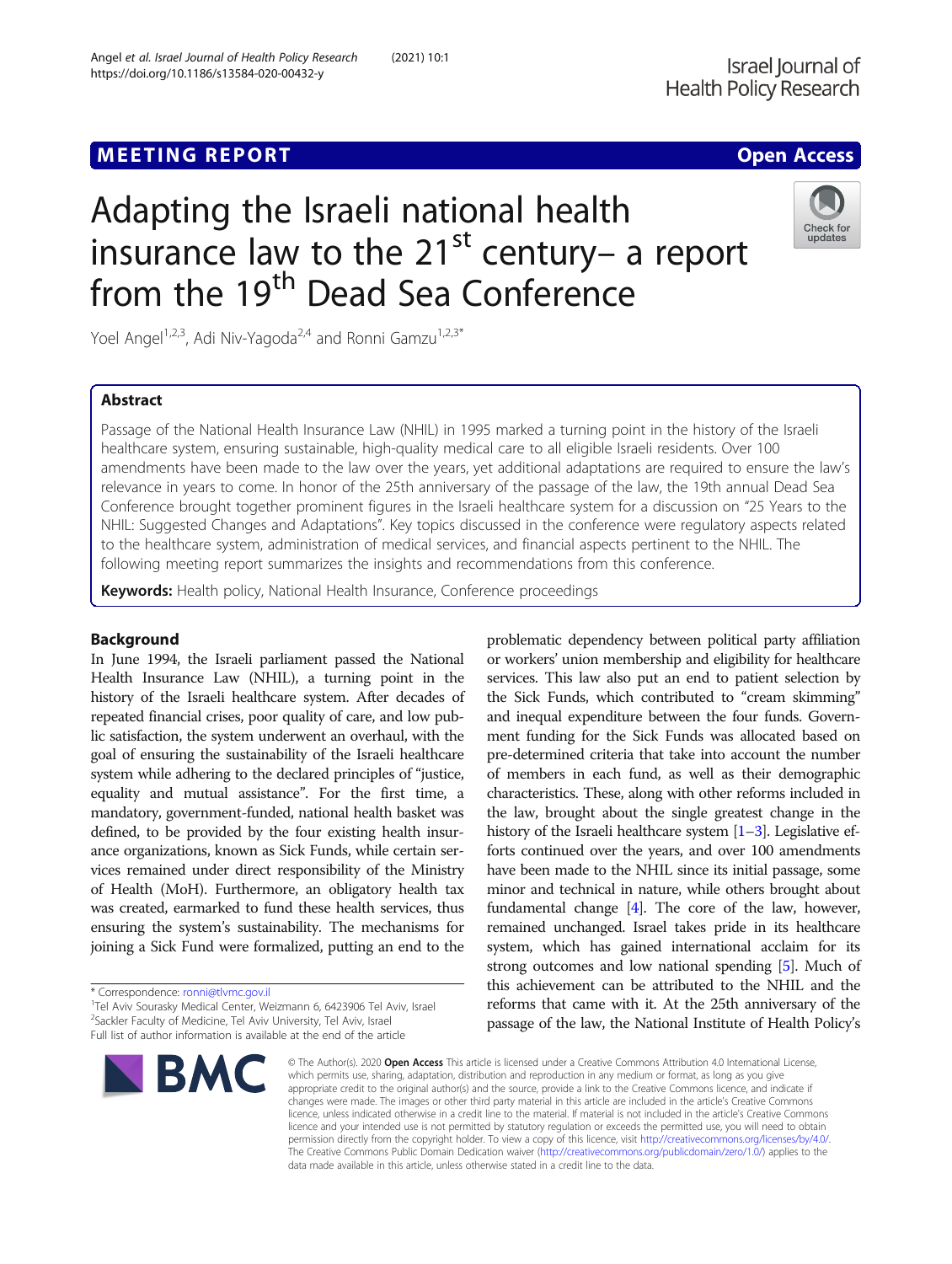MEETING REPORT

Open Access

# Adapting the Israeli national health insurance law to the 21st century– a report from the 19th Dead Sea Conference

Yoel Angel[1,2,3], Adi Niv-Yagoda[2,4] and Ronni Gamzu[1,2,3*]

## Abstract

Passage of the National Health Insurance Law (NHIL) in 1995 marked a turning point in the history of the Israeli healthcare system, ensuring sustainable, high-quality medical care to all eligible Israeli residents. Over 100 amendments have been made to the law over the years, yet additional adaptations are required to ensure the law's relevance in years to come. In honor of the 25th anniversary of the passage of the law, the 19th annual Dead Sea Conference brought together prominent figures in the Israeli healthcare system for a discussion on "25 Years to the NHIL: Suggested Changes and Adaptations". Key topics discussed in the conference were regulatory aspects related to the healthcare system, administration of medical services, and financial aspects pertinent to the NHIL. The following meeting report summarizes the insights and recommendations from this conference.

**Keywords:** Health policy, National Health Insurance, Conference proceedings

## Background

In June 1994, the Israeli parliament passed the National Health Insurance Law (NHIL), a turning point in the history of the Israeli healthcare system. After decades of repeated financial crises, poor quality of care, and low public satisfaction, the system underwent an overhaul, with the goal of ensuring the sustainability of the Israeli healthcare system while adhering to the declared principles of "justice, equality and mutual assistance". For the first time, a mandatory, government-funded, national health basket was defined, to be provided by the four existing health insurance organizations, known as Sick Funds, while certain services remained under direct responsibility of the Ministry of Health (MoH). Furthermore, an obligatory health tax was created, earmarked to fund these health services, thus ensuring the system's sustainability. The mechanisms for joining a Sick Fund were formalized, putting an end to the problematic dependency between political party affiliation or workers' union membership and eligibility for healthcare services. This law also put an end to patient selection by the Sick Funds, which contributed to "cream skimming" and inequal expenditure between the four funds. Government funding for the Sick Funds was allocated based on pre-determined criteria that take into account the number of members in each fund, as well as their demographic characteristics. These, along with other reforms included in the law, brought about the single greatest change in the history of the Israeli healthcare system [1–3]. Legislative efforts continued over the years, and over 100 amendments have been made to the NHIL since its initial passage, some minor and technical in nature, while others brought about fundamental change [4]. The core of the law, however, remained unchanged. Israel takes pride in its healthcare system, which has gained international acclaim for its strong outcomes and low national spending [5]. Much of this achievement can be attributed to the NHIL and the reforms that came with it. At the 25th anniversary of the passage of the law, the National Institute of Health Policy's

* Correspondence: ronni@tlvmc.gov.il
[1]Tel Aviv Sourasky Medical Center, Weizmann 6, 6423906 Tel Aviv, Israel
[2]Sackler Faculty of Medicine, Tel Aviv University, Tel Aviv, Israel
Full list of author information is available at the end of the article

© The Author(s). 2020 **Open Access** This article is licensed under a Creative Commons Attribution 4.0 International License, which permits use, sharing, adaptation, distribution and reproduction in any medium or format, as long as you give appropriate credit to the original author(s) and the source, provide a link to the Creative Commons licence, and indicate if changes were made. The images or other third party material in this article are included in the article's Creative Commons licence, unless indicated otherwise in a credit line to the material. If material is not included in the article's Creative Commons licence and your intended use is not permitted by statutory regulation or exceeds the permitted use, you will need to obtain permission directly from the copyright holder. To view a copy of this licence, visit http://creativecommons.org/licenses/by/4.0/. The Creative Commons Public Domain Dedication waiver (http://creativecommons.org/publicdomain/zero/1.0/) applies to the data made available in this article, unless otherwise stated in a credit line to the data.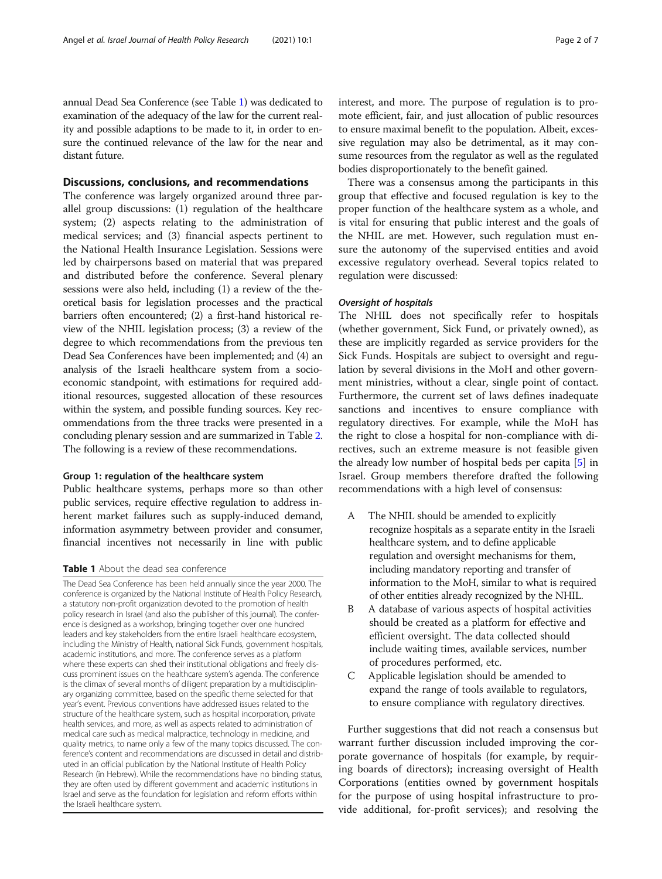annual Dead Sea Conference (see Table 1) was dedicated to examination of the adequacy of the law for the current reality and possible adaptions to be made to it, in order to ensure the continued relevance of the law for the near and distant future.

## Discussions, conclusions, and recommendations

The conference was largely organized around three parallel group discussions: (1) regulation of the healthcare system; (2) aspects relating to the administration of medical services; and (3) financial aspects pertinent to the National Health Insurance Legislation. Sessions were led by chairpersons based on material that was prepared and distributed before the conference. Several plenary sessions were also held, including (1) a review of the theoretical basis for legislation processes and the practical barriers often encountered; (2) a first-hand historical review of the NHIL legislation process; (3) a review of the degree to which recommendations from the previous ten Dead Sea Conferences have been implemented; and (4) an analysis of the Israeli healthcare system from a socioeconomic standpoint, with estimations for required additional resources, suggested allocation of these resources within the system, and possible funding sources. Key recommendations from the three tracks were presented in a concluding plenary session and are summarized in Table 2. The following is a review of these recommendations.

### Group 1: regulation of the healthcare system

Public healthcare systems, perhaps more so than other public services, require effective regulation to address inherent market failures such as supply-induced demand, information asymmetry between provider and consumer, financial incentives not necessarily in line with public interest, and more. The purpose of regulation is to promote efficient, fair, and just allocation of public resources to ensure maximal benefit to the population. Albeit, excessive regulation may also be detrimental, as it may consume resources from the regulator as well as the regulated bodies disproportionately to the benefit gained.

There was a consensus among the participants in this group that effective and focused regulation is key to the proper function of the healthcare system as a whole, and is vital for ensuring that public interest and the goals of the NHIL are met. However, such regulation must ensure the autonomy of the supervised entities and avoid excessive regulatory overhead. Several topics related to regulation were discussed:

**Table 1** About the dead sea conference

The Dead Sea Conference has been held annually since the year 2000. The conference is organized by the National Institute of Health Policy Research, a statutory non-profit organization devoted to the promotion of health policy research in Israel (and also the publisher of this journal). The conference is designed as a workshop, bringing together over one hundred leaders and key stakeholders from the entire Israeli healthcare ecosystem, including the Ministry of Health, national Sick Funds, government hospitals, academic institutions, and more. The conference serves as a platform where these experts can shed their institutional obligations and freely discuss prominent issues on the healthcare system's agenda. The conference is the climax of several months of diligent preparation by a multidisciplinary organizing committee, based on the specific theme selected for that year's event. Previous conventions have addressed issues related to the structure of the healthcare system, such as hospital incorporation, private health services, and more, as well as aspects related to administration of medical care such as medical malpractice, technology in medicine, and quality metrics, to name only a few of the many topics discussed. The conference's content and recommendations are discussed in detail and distributed in an official publication by the National Institute of Health Policy Research (in Hebrew). While the recommendations have no binding status, they are often used by different government and academic institutions in Israel and serve as the foundation for legislation and reform efforts within the Israeli healthcare system.

#### *Oversight of hospitals*

The NHIL does not specifically refer to hospitals (whether government, Sick Fund, or privately owned), as these are implicitly regarded as service providers for the Sick Funds. Hospitals are subject to oversight and regulation by several divisions in the MoH and other government ministries, without a clear, single point of contact. Furthermore, the current set of laws defines inadequate sanctions and incentives to ensure compliance with regulatory directives. For example, while the MoH has the right to close a hospital for non-compliance with directives, such an extreme measure is not feasible given the already low number of hospital beds per capita [5] in Israel. Group members therefore drafted the following recommendations with a high level of consensus:

A The NHIL should be amended to explicitly recognize hospitals as a separate entity in the Israeli healthcare system, and to define applicable regulation and oversight mechanisms for them, including mandatory reporting and transfer of information to the MoH, similar to what is required of other entities already recognized by the NHIL.

B A database of various aspects of hospital activities should be created as a platform for effective and efficient oversight. The data collected should include waiting times, available services, number of procedures performed, etc.

C Applicable legislation should be amended to expand the range of tools available to regulators, to ensure compliance with regulatory directives.

Further suggestions that did not reach a consensus but warrant further discussion included improving the corporate governance of hospitals (for example, by requiring boards of directors); increasing oversight of Health Corporations (entities owned by government hospitals for the purpose of using hospital infrastructure to provide additional, for-profit services); and resolving the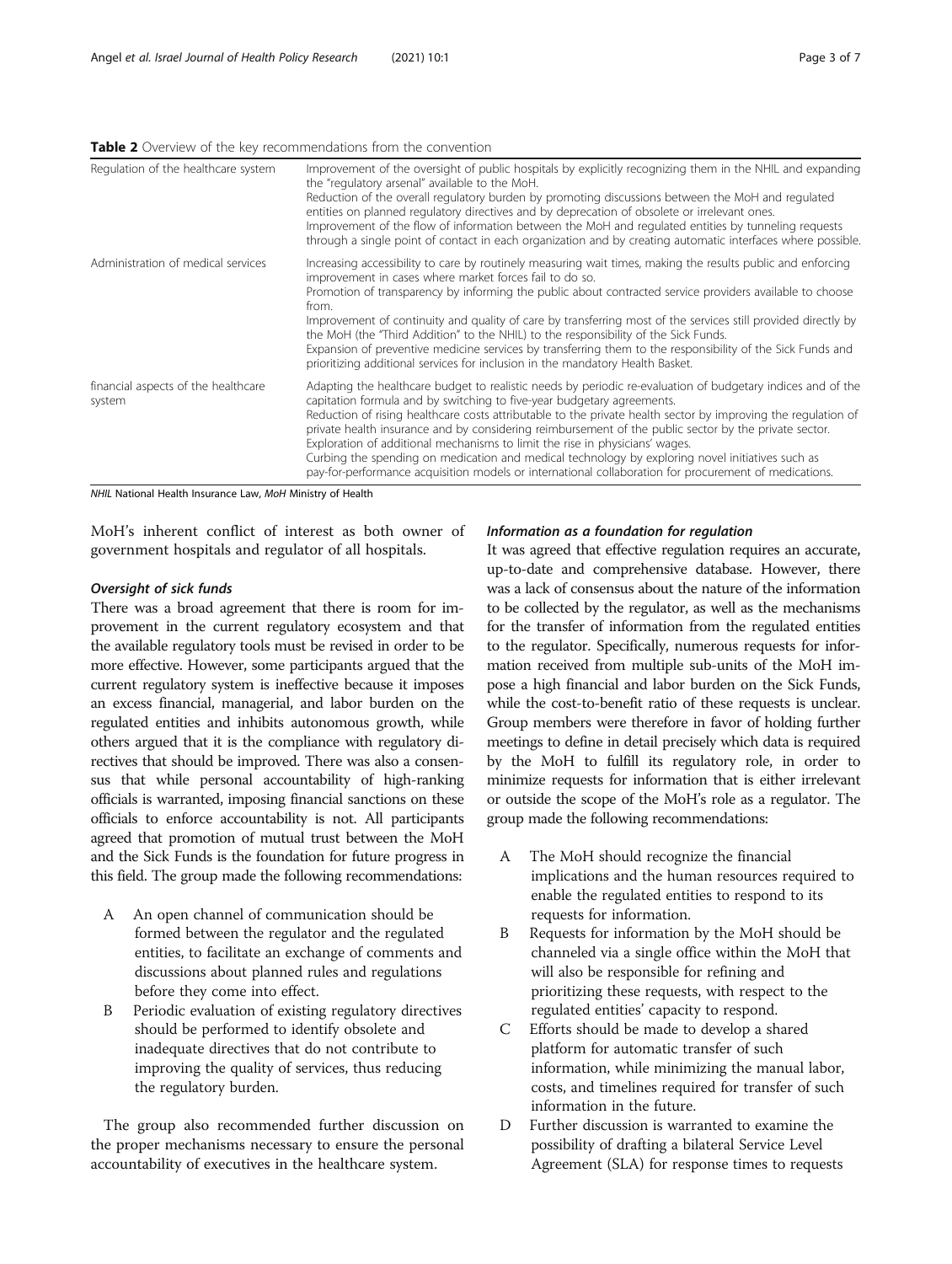**Table 2** Overview of the key recommendations from the convention

| | |
|---|---|
| Regulation of the healthcare system | Improvement of the oversight of public hospitals by explicitly recognizing them in the NHIL and expanding the "regulatory arsenal" available to the MoH.<br>Reduction of the overall regulatory burden by promoting discussions between the MoH and regulated entities on planned regulatory directives and by deprecation of obsolete or irrelevant ones.<br>Improvement of the flow of information between the MoH and regulated entities by tunneling requests through a single point of contact in each organization and by creating automatic interfaces where possible. |
| Administration of medical services | Increasing accessibility to care by routinely measuring wait times, making the results public and enforcing improvement in cases where market forces fail to do so.<br>Promotion of transparency by informing the public about contracted service providers available to choose from.<br>Improvement of continuity and quality of care by transferring most of the services still provided directly by the MoH (the "Third Addition" to the NHIL) to the responsibility of the Sick Funds.<br>Expansion of preventive medicine services by transferring them to the responsibility of the Sick Funds and prioritizing additional services for inclusion in the mandatory Health Basket. |
| financial aspects of the healthcare system | Adapting the healthcare budget to realistic needs by periodic re-evaluation of budgetary indices and of the capitation formula and by switching to five-year budgetary agreements.<br>Reduction of rising healthcare costs attributable to the private health sector by improving the regulation of private health insurance and by considering reimbursement of the public sector by the private sector.<br>Exploration of additional mechanisms to limit the rise in physicians' wages.<br>Curbing the spending on medication and medical technology by exploring novel initiatives such as pay-for-performance acquisition models or international collaboration for procurement of medications. |

*NHIL* National Health Insurance Law, *MoH* Ministry of Health

MoH's inherent conflict of interest as both owner of government hospitals and regulator of all hospitals.

#### *Oversight of sick funds*

There was a broad agreement that there is room for improvement in the current regulatory ecosystem and that the available regulatory tools must be revised in order to be more effective. However, some participants argued that the current regulatory system is ineffective because it imposes an excess financial, managerial, and labor burden on the regulated entities and inhibits autonomous growth, while others argued that it is the compliance with regulatory directives that should be improved. There was also a consensus that while personal accountability of high-ranking officials is warranted, imposing financial sanctions on these officials to enforce accountability is not. All participants agreed that promotion of mutual trust between the MoH and the Sick Funds is the foundation for future progress in this field. The group made the following recommendations:

- A An open channel of communication should be formed between the regulator and the regulated entities, to facilitate an exchange of comments and discussions about planned rules and regulations before they come into effect.
- B Periodic evaluation of existing regulatory directives should be performed to identify obsolete and inadequate directives that do not contribute to improving the quality of services, thus reducing the regulatory burden.

The group also recommended further discussion on the proper mechanisms necessary to ensure the personal accountability of executives in the healthcare system.

#### *Information as a foundation for regulation*

It was agreed that effective regulation requires an accurate, up-to-date and comprehensive database. However, there was a lack of consensus about the nature of the information to be collected by the regulator, as well as the mechanisms for the transfer of information from the regulated entities to the regulator. Specifically, numerous requests for information received from multiple sub-units of the MoH impose a high financial and labor burden on the Sick Funds, while the cost-to-benefit ratio of these requests is unclear. Group members were therefore in favor of holding further meetings to define in detail precisely which data is required by the MoH to fulfill its regulatory role, in order to minimize requests for information that is either irrelevant or outside the scope of the MoH's role as a regulator. The group made the following recommendations:

- A The MoH should recognize the financial implications and the human resources required to enable the regulated entities to respond to its requests for information.
- B Requests for information by the MoH should be channeled via a single office within the MoH that will also be responsible for refining and prioritizing these requests, with respect to the regulated entities' capacity to respond.
- C Efforts should be made to develop a shared platform for automatic transfer of such information, while minimizing the manual labor, costs, and timelines required for transfer of such information in the future.
- D Further discussion is warranted to examine the possibility of drafting a bilateral Service Level Agreement (SLA) for response times to requests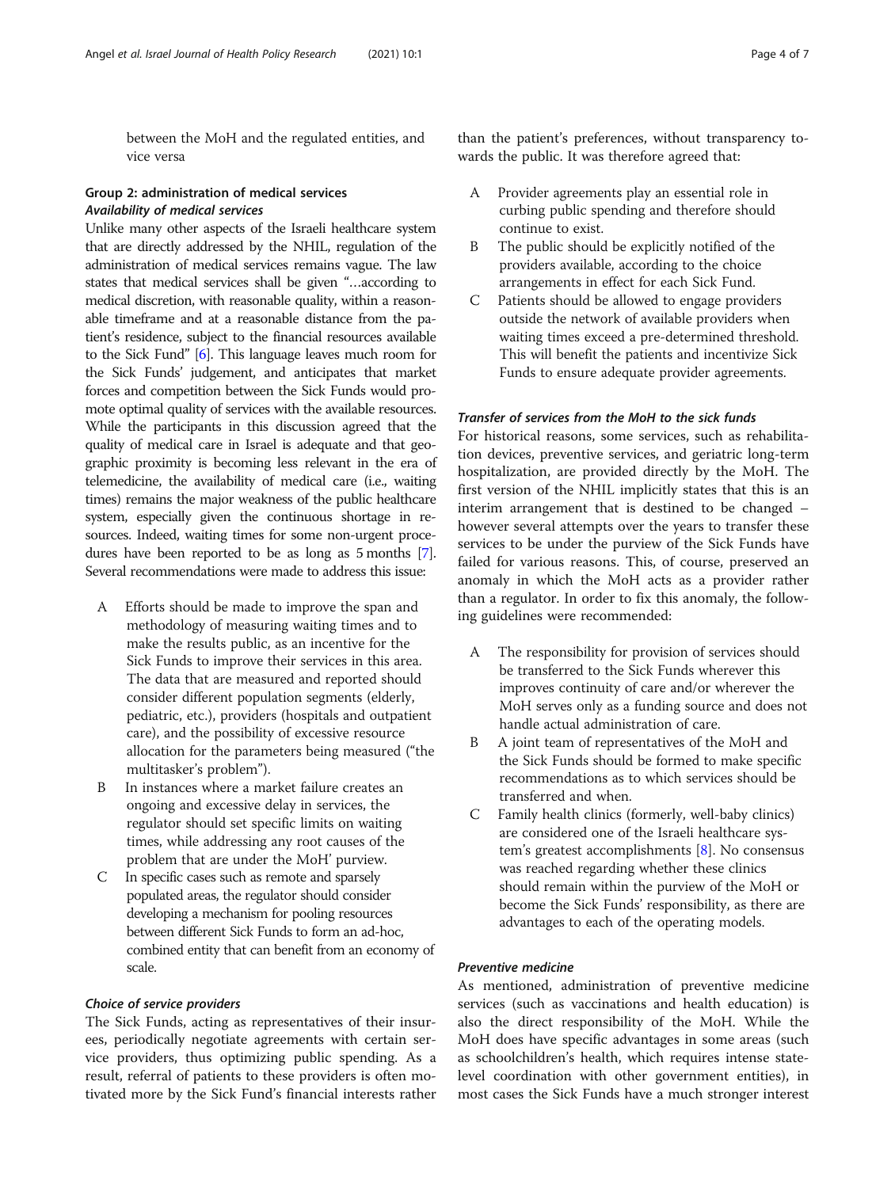between the MoH and the regulated entities, and vice versa

### Group 2: administration of medical services

#### *Availability of medical services*

Unlike many other aspects of the Israeli healthcare system that are directly addressed by the NHIL, regulation of the administration of medical services remains vague. The law states that medical services shall be given "…according to medical discretion, with reasonable quality, within a reasonable timeframe and at a reasonable distance from the patient's residence, subject to the financial resources available to the Sick Fund" [6]. This language leaves much room for the Sick Funds' judgement, and anticipates that market forces and competition between the Sick Funds would promote optimal quality of services with the available resources. While the participants in this discussion agreed that the quality of medical care in Israel is adequate and that geographic proximity is becoming less relevant in the era of telemedicine, the availability of medical care (i.e., waiting times) remains the major weakness of the public healthcare system, especially given the continuous shortage in resources. Indeed, waiting times for some non-urgent procedures have been reported to be as long as 5 months [7]. Several recommendations were made to address this issue:

A. Efforts should be made to improve the span and methodology of measuring waiting times and to make the results public, as an incentive for the Sick Funds to improve their services in this area. The data that are measured and reported should consider different population segments (elderly, pediatric, etc.), providers (hospitals and outpatient care), and the possibility of excessive resource allocation for the parameters being measured ("the multitasker's problem").
B. In instances where a market failure creates an ongoing and excessive delay in services, the regulator should set specific limits on waiting times, while addressing any root causes of the problem that are under the MoH' purview.
C. In specific cases such as remote and sparsely populated areas, the regulator should consider developing a mechanism for pooling resources between different Sick Funds to form an ad-hoc, combined entity that can benefit from an economy of scale.

#### *Choice of service providers*

The Sick Funds, acting as representatives of their insurees, periodically negotiate agreements with certain service providers, thus optimizing public spending. As a result, referral of patients to these providers is often motivated more by the Sick Fund's financial interests rather than the patient's preferences, without transparency towards the public. It was therefore agreed that:

A. Provider agreements play an essential role in curbing public spending and therefore should continue to exist.
B. The public should be explicitly notified of the providers available, according to the choice arrangements in effect for each Sick Fund.
C. Patients should be allowed to engage providers outside the network of available providers when waiting times exceed a pre-determined threshold. This will benefit the patients and incentivize Sick Funds to ensure adequate provider agreements.

#### *Transfer of services from the MoH to the sick funds*

For historical reasons, some services, such as rehabilitation devices, preventive services, and geriatric long-term hospitalization, are provided directly by the MoH. The first version of the NHIL implicitly states that this is an interim arrangement that is destined to be changed – however several attempts over the years to transfer these services to be under the purview of the Sick Funds have failed for various reasons. This, of course, preserved an anomaly in which the MoH acts as a provider rather than a regulator. In order to fix this anomaly, the following guidelines were recommended:

A. The responsibility for provision of services should be transferred to the Sick Funds wherever this improves continuity of care and/or wherever the MoH serves only as a funding source and does not handle actual administration of care.
B. A joint team of representatives of the MoH and the Sick Funds should be formed to make specific recommendations as to which services should be transferred and when.
C. Family health clinics (formerly, well-baby clinics) are considered one of the Israeli healthcare system's greatest accomplishments [8]. No consensus was reached regarding whether these clinics should remain within the purview of the MoH or become the Sick Funds' responsibility, as there are advantages to each of the operating models.

#### *Preventive medicine*

As mentioned, administration of preventive medicine services (such as vaccinations and health education) is also the direct responsibility of the MoH. While the MoH does have specific advantages in some areas (such as schoolchildren's health, which requires intense state-level coordination with other government entities), in most cases the Sick Funds have a much stronger interest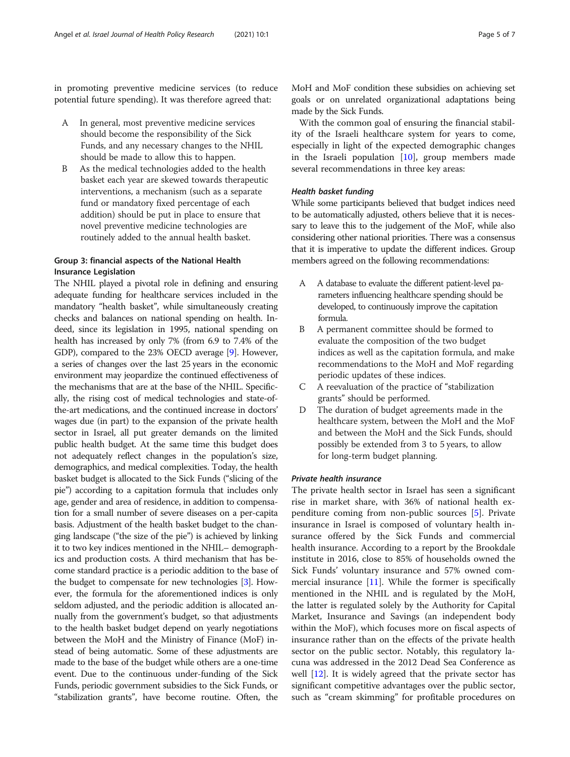in promoting preventive medicine services (to reduce potential future spending). It was therefore agreed that:

- A In general, most preventive medicine services should become the responsibility of the Sick Funds, and any necessary changes to the NHIL should be made to allow this to happen.
- B As the medical technologies added to the health basket each year are skewed towards therapeutic interventions, a mechanism (such as a separate fund or mandatory fixed percentage of each addition) should be put in place to ensure that novel preventive medicine technologies are routinely added to the annual health basket.

### Group 3: financial aspects of the National Health Insurance Legislation

The NHIL played a pivotal role in defining and ensuring adequate funding for healthcare services included in the mandatory "health basket", while simultaneously creating checks and balances on national spending on health. Indeed, since its legislation in 1995, national spending on health has increased by only 7% (from 6.9 to 7.4% of the GDP), compared to the 23% OECD average [9]. However, a series of changes over the last 25 years in the economic environment may jeopardize the continued effectiveness of the mechanisms that are at the base of the NHIL. Specifically, the rising cost of medical technologies and state-of-the-art medications, and the continued increase in doctors' wages due (in part) to the expansion of the private health sector in Israel, all put greater demands on the limited public health budget. At the same time this budget does not adequately reflect changes in the population's size, demographics, and medical complexities. Today, the health basket budget is allocated to the Sick Funds ("slicing of the pie") according to a capitation formula that includes only age, gender and area of residence, in addition to compensation for a small number of severe diseases on a per-capita basis. Adjustment of the health basket budget to the changing landscape ("the size of the pie") is achieved by linking it to two key indices mentioned in the NHIL– demographics and production costs. A third mechanism that has become standard practice is a periodic addition to the base of the budget to compensate for new technologies [3]. However, the formula for the aforementioned indices is only seldom adjusted, and the periodic addition is allocated annually from the government's budget, so that adjustments to the health basket budget depend on yearly negotiations between the MoH and the Ministry of Finance (MoF) instead of being automatic. Some of these adjustments are made to the base of the budget while others are a one-time event. Due to the continuous under-funding of the Sick Funds, periodic government subsidies to the Sick Funds, or "stabilization grants", have become routine. Often, the MoH and MoF condition these subsidies on achieving set goals or on unrelated organizational adaptations being made by the Sick Funds.

With the common goal of ensuring the financial stability of the Israeli healthcare system for years to come, especially in light of the expected demographic changes in the Israeli population [10], group members made several recommendations in three key areas:

#### *Health basket funding*

While some participants believed that budget indices need to be automatically adjusted, others believe that it is necessary to leave this to the judgement of the MoF, while also considering other national priorities. There was a consensus that it is imperative to update the different indices. Group members agreed on the following recommendations:

- A A database to evaluate the different patient-level parameters influencing healthcare spending should be developed, to continuously improve the capitation formula.
- B A permanent committee should be formed to evaluate the composition of the two budget indices as well as the capitation formula, and make recommendations to the MoH and MoF regarding periodic updates of these indices.
- C A reevaluation of the practice of "stabilization grants" should be performed.
- D The duration of budget agreements made in the healthcare system, between the MoH and the MoF and between the MoH and the Sick Funds, should possibly be extended from 3 to 5 years, to allow for long-term budget planning.

#### *Private health insurance*

The private health sector in Israel has seen a significant rise in market share, with 36% of national health expenditure coming from non-public sources [5]. Private insurance in Israel is composed of voluntary health insurance offered by the Sick Funds and commercial health insurance. According to a report by the Brookdale institute in 2016, close to 85% of households owned the Sick Funds' voluntary insurance and 57% owned commercial insurance [11]. While the former is specifically mentioned in the NHIL and is regulated by the MoH, the latter is regulated solely by the Authority for Capital Market, Insurance and Savings (an independent body within the MoF), which focuses more on fiscal aspects of insurance rather than on the effects of the private health sector on the public sector. Notably, this regulatory lacuna was addressed in the 2012 Dead Sea Conference as well [12]. It is widely agreed that the private sector has significant competitive advantages over the public sector, such as "cream skimming" for profitable procedures on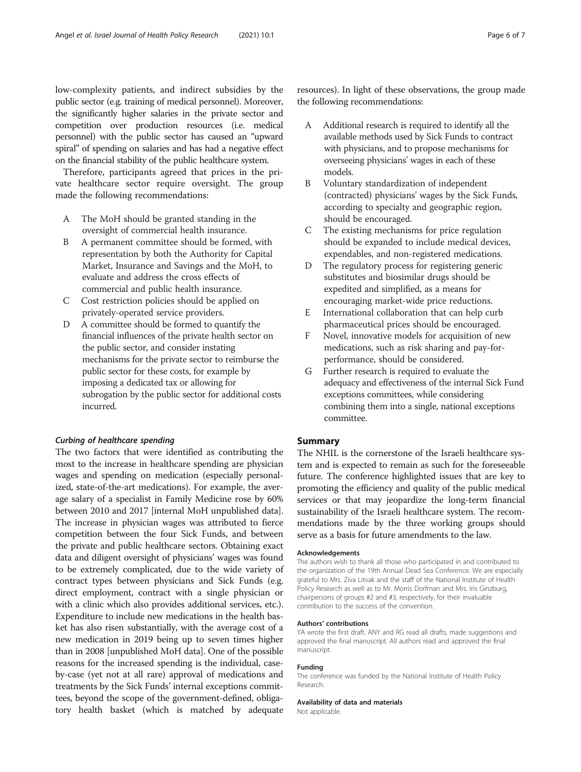low-complexity patients, and indirect subsidies by the public sector (e.g. training of medical personnel). Moreover, the significantly higher salaries in the private sector and competition over production resources (i.e. medical personnel) with the public sector has caused an "upward spiral" of spending on salaries and has had a negative effect on the financial stability of the public healthcare system.

Therefore, participants agreed that prices in the private healthcare sector require oversight. The group made the following recommendations:

A The MoH should be granted standing in the oversight of commercial health insurance.

B A permanent committee should be formed, with representation by both the Authority for Capital Market, Insurance and Savings and the MoH, to evaluate and address the cross effects of commercial and public health insurance.

C Cost restriction policies should be applied on privately-operated service providers.

D A committee should be formed to quantify the financial influences of the private health sector on the public sector, and consider instating mechanisms for the private sector to reimburse the public sector for these costs, for example by imposing a dedicated tax or allowing for subrogation by the public sector for additional costs incurred.

#### *Curbing of healthcare spending*

The two factors that were identified as contributing the most to the increase in healthcare spending are physician wages and spending on medication (especially personalized, state-of-the-art medications). For example, the average salary of a specialist in Family Medicine rose by 60% between 2010 and 2017 [internal MoH unpublished data]. The increase in physician wages was attributed to fierce competition between the four Sick Funds, and between the private and public healthcare sectors. Obtaining exact data and diligent oversight of physicians' wages was found to be extremely complicated, due to the wide variety of contract types between physicians and Sick Funds (e.g. direct employment, contract with a single physician or with a clinic which also provides additional services, etc.). Expenditure to include new medications in the health basket has also risen substantially, with the average cost of a new medication in 2019 being up to seven times higher than in 2008 [unpublished MoH data]. One of the possible reasons for the increased spending is the individual, case-by-case (yet not at all rare) approval of medications and treatments by the Sick Funds' internal exceptions committees, beyond the scope of the government-defined, obligatory health basket (which is matched by adequate resources). In light of these observations, the group made the following recommendations:

A Additional research is required to identify all the available methods used by Sick Funds to contract with physicians, and to propose mechanisms for overseeing physicians' wages in each of these models.

B Voluntary standardization of independent (contracted) physicians' wages by the Sick Funds, according to specialty and geographic region, should be encouraged.

C The existing mechanisms for price regulation should be expanded to include medical devices, expendables, and non-registered medications.

D The regulatory process for registering generic substitutes and biosimilar drugs should be expedited and simplified, as a means for encouraging market-wide price reductions.

E International collaboration that can help curb pharmaceutical prices should be encouraged.

F Novel, innovative models for acquisition of new medications, such as risk sharing and pay-for-performance, should be considered.

G Further research is required to evaluate the adequacy and effectiveness of the internal Sick Fund exceptions committees, while considering combining them into a single, national exceptions committee.

## Summary

The NHIL is the cornerstone of the Israeli healthcare system and is expected to remain as such for the foreseeable future. The conference highlighted issues that are key to promoting the efficiency and quality of the public medical services or that may jeopardize the long-term financial sustainability of the Israeli healthcare system. The recommendations made by the three working groups should serve as a basis for future amendments to the law.

#### Acknowledgements

The authors wish to thank all those who participated in and contributed to the organization of the 19th Annual Dead Sea Conference. We are especially grateful to Mrs. Ziva Litvak and the staff of the National Institute of Health Policy Research as well as to Mr. Morris Dorfman and Mrs. Iris Ginzburg, chairpersons of groups #2 and #3, respectively, for their invaluable contribution to the success of the convention.

#### Authors' contributions

YA wrote the first draft. ANY and RG read all drafts, made suggestions and approved the final manuscript. All authors read and approved the final manuscript.

#### Funding

The conference was funded by the National Institute of Health Policy Research.

#### Availability of data and materials

Not applicable.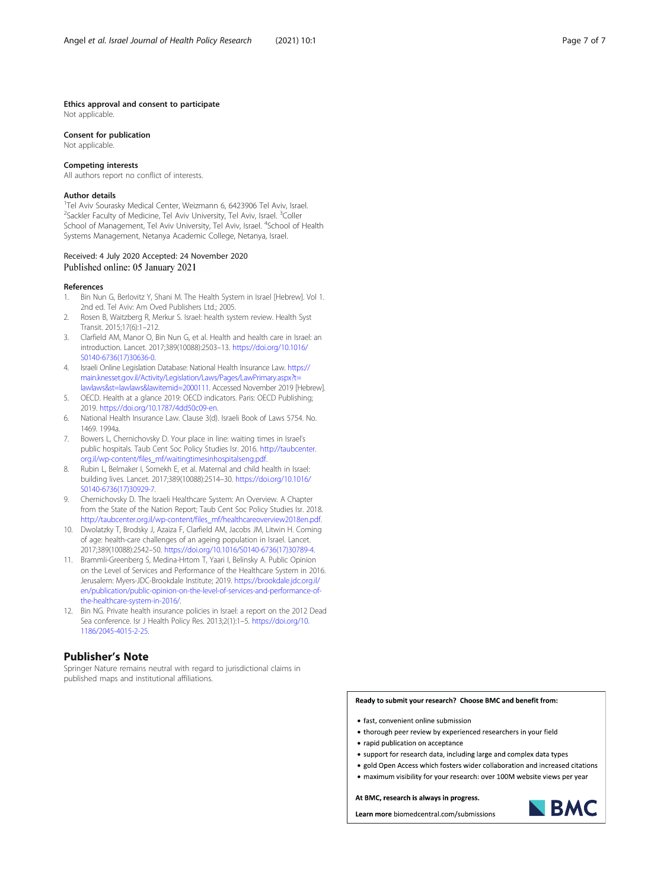### Ethics approval and consent to participate
Not applicable.

### Consent for publication
Not applicable.

### Competing interests
All authors report no conflict of interests.

### Author details
[1]Tel Aviv Sourasky Medical Center, Weizmann 6, 6423906 Tel Aviv, Israel. [2]Sackler Faculty of Medicine, Tel Aviv University, Tel Aviv, Israel. [3]Coller School of Management, Tel Aviv University, Tel Aviv, Israel. [4]School of Health Systems Management, Netanya Academic College, Netanya, Israel.

Received: 4 July 2020 Accepted: 24 November 2020
Published online: 05 January 2021

### References
1. Bin Nun G, Berlovitz Y, Shani M. The Health System in Israel [Hebrew]. Vol 1. 2nd ed. Tel Aviv: Am Oved Publishers Ltd.; 2005.
2. Rosen B, Waitzberg R, Merkur S. Israel: health system review. Health Syst Transit. 2015;17(6):1–212.
3. Clarfield AM, Manor O, Bin Nun G, et al. Health and health care in Israel: an introduction. Lancet. 2017;389(10088):2503–13. https://doi.org/10.1016/S0140-6736(17)30636-0.
4. Israeli Online Legislation Database: National Health Insurance Law. https://main.knesset.gov.il/Activity/Legislation/Laws/Pages/LawPrimary.aspx?t=lawlaws&st=lawlaws&lawitemid=2000111. Accessed November 2019 [Hebrew].
5. OECD. Health at a glance 2019: OECD indicators. Paris: OECD Publishing; 2019. https://doi.org/10.1787/4dd50c09-en.
6. National Health Insurance Law. Clause 3(d). Israeli Book of Laws 5754. No. 1469. 1994a.
7. Bowers L, Chernichovsky D. Your place in line: waiting times in Israel's public hospitals. Taub Cent Soc Policy Studies Isr. 2016. http://taubcenter.org.il/wp-content/files_mf/waitingtimesinhospitalseng.pdf.
8. Rubin L, Belmaker I, Somekh E, et al. Maternal and child health in Israel: building lives. Lancet. 2017;389(10088):2514–30. https://doi.org/10.1016/S0140-6736(17)30929-7.
9. Chernichovsky D. The Israeli Healthcare System: An Overview. A Chapter from the State of the Nation Report; Taub Cent Soc Policy Studies Isr. 2018. http://taubcenter.org.il/wp-content/files_mf/healthcareoverview2018en.pdf.
10. Dwolatzky T, Brodsky J, Azaiza F, Clarfield AM, Jacobs JM, Litwin H. Coming of age: health-care challenges of an ageing population in Israel. Lancet. 2017;389(10088):2542–50. https://doi.org/10.1016/S0140-6736(17)30789-4.
11. Brammli-Greenberg S, Medina-Hrtom T, Yaari I, Belinsky A. Public Opinion on the Level of Services and Performance of the Healthcare System in 2016. Jerusalem: Myers-JDC-Brookdale Institute; 2019. https://brookdale.jdc.org.il/en/publication/public-opinion-on-the-level-of-services-and-performance-of-the-healthcare-system-in-2016/.
12. Bin NG. Private health insurance policies in Israel: a report on the 2012 Dead Sea conference. Isr J Health Policy Res. 2013;2(1):1–5. https://doi.org/10.1186/2045-4015-2-25.

## Publisher's Note
Springer Nature remains neutral with regard to jurisdictional claims in published maps and institutional affiliations.

**Ready to submit your research? Choose BMC and benefit from:**

- fast, convenient online submission
- thorough peer review by experienced researchers in your field
- rapid publication on acceptance
- support for research data, including large and complex data types
- gold Open Access which fosters wider collaboration and increased citations
- maximum visibility for your research: over 100M website views per year

**At BMC, research is always in progress.**

**Learn more** biomedcentral.com/submissions